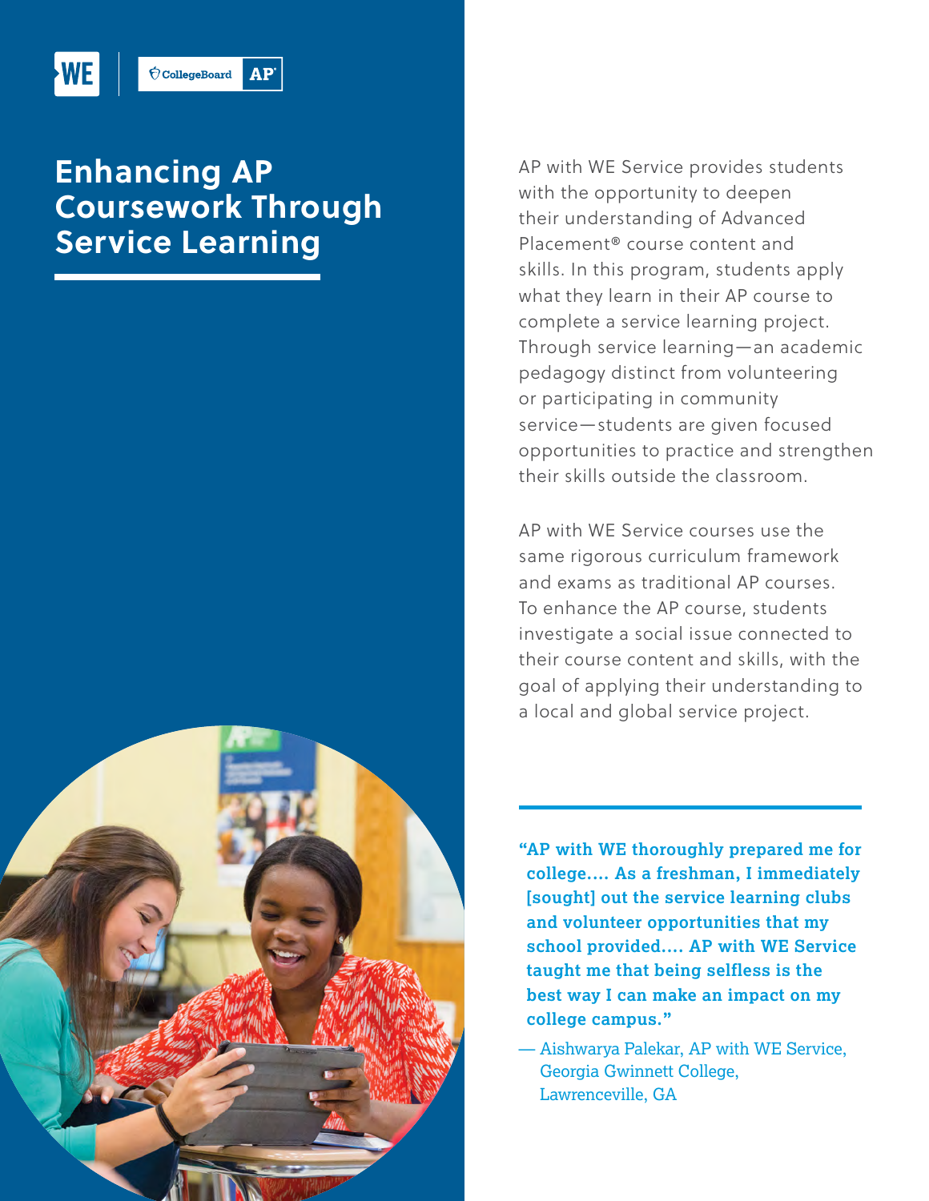# Enhancing AP Coursework Through Service Learning

AP with WE Service provides students with the opportunity to deepen their understanding of Advanced Placement® course content and skills. In this program, students apply what they learn in their AP course to complete a service learning project. Through service learning—an academic pedagogy distinct from volunteering or participating in community service—students are given focused opportunities to practice and strengthen their skills outside the classroom.

AP with WE Service courses use the same rigorous curriculum framework and exams as traditional AP courses. To enhance the AP course, students investigate a social issue connected to their course content and skills, with the goal of applying their understanding to a local and global service project.

> **"AP with WE thoroughly prepared me for college.... As a freshman, I immediately [sought] out the service learning clubs and volunteer opportunities that my school provided.... AP with WE Service taught me that being selfless is the best way I can make an impact on my college campus."**
>
> — Aishwarya Palekar, AP with WE Service, Georgia Gwinnett College, Lawrenceville, GA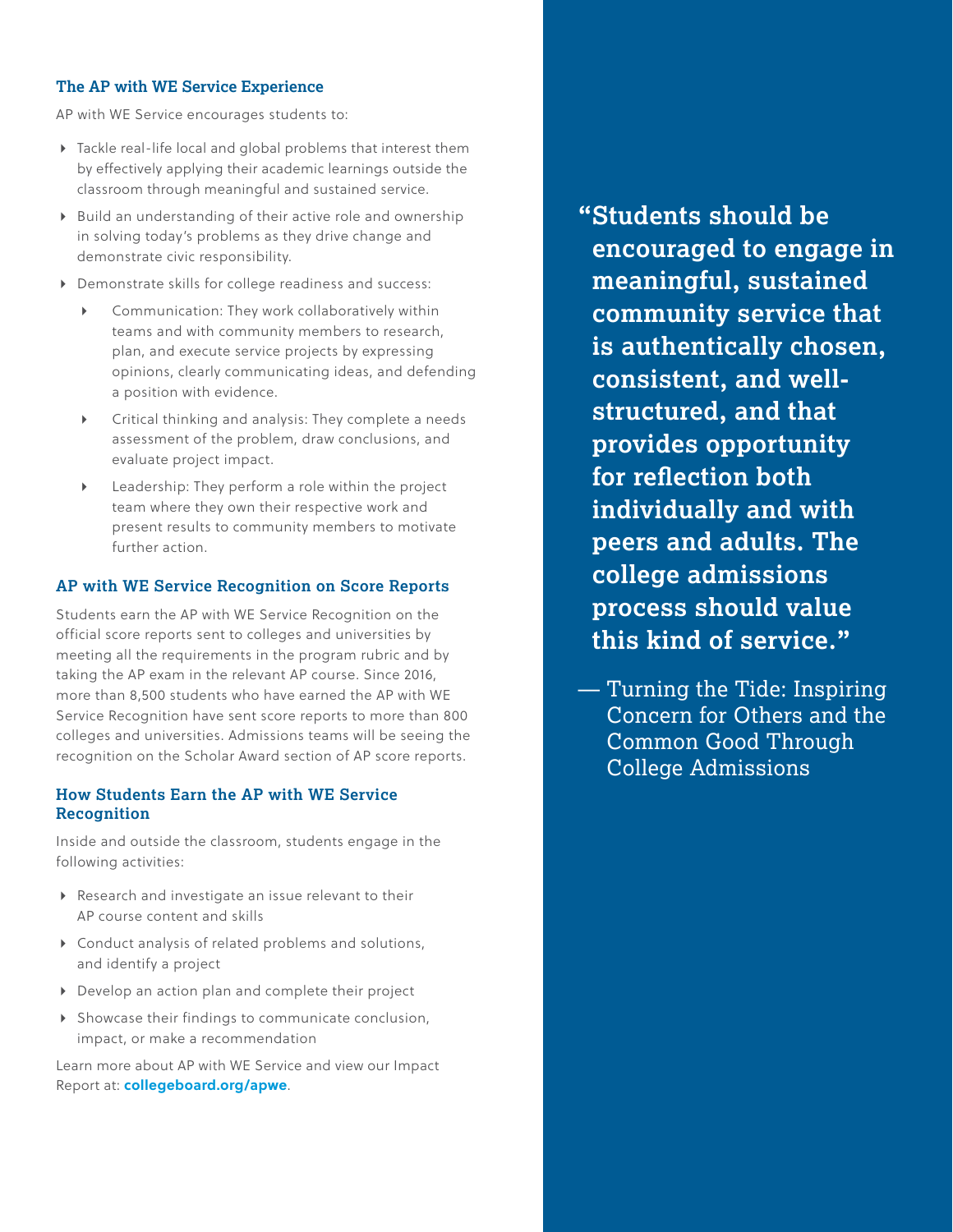### The AP with WE Service Experience

AP with WE Service encourages students to:

- Tackle real-life local and global problems that interest them by effectively applying their academic learnings outside the classroom through meaningful and sustained service.
- Build an understanding of their active role and ownership in solving today's problems as they drive change and demonstrate civic responsibility.
- Demonstrate skills for college readiness and success:
  - Communication: They work collaboratively within teams and with community members to research, plan, and execute service projects by expressing opinions, clearly communicating ideas, and defending a position with evidence.
  - Critical thinking and analysis: They complete a needs assessment of the problem, draw conclusions, and evaluate project impact.
  - Leadership: They perform a role within the project team where they own their respective work and present results to community members to motivate further action.

### AP with WE Service Recognition on Score Reports

Students earn the AP with WE Service Recognition on the official score reports sent to colleges and universities by meeting all the requirements in the program rubric and by taking the AP exam in the relevant AP course. Since 2016, more than 8,500 students who have earned the AP with WE Service Recognition have sent score reports to more than 800 colleges and universities. Admissions teams will be seeing the recognition on the Scholar Award section of AP score reports.

### How Students Earn the AP with WE Service Recognition

Inside and outside the classroom, students engage in the following activities:

- Research and investigate an issue relevant to their AP course content and skills
- Conduct analysis of related problems and solutions, and identify a project
- Develop an action plan and complete their project
- Showcase their findings to communicate conclusion, impact, or make a recommendation

Learn more about AP with WE Service and view our Impact Report at: **collegeboard.org/apwe**.

> **"Students should be encouraged to engage in meaningful, sustained community service that is authentically chosen, consistent, and well-structured, and that provides opportunity for reflection both individually and with peers and adults. The college admissions process should value this kind of service."**
>
> — Turning the Tide: Inspiring Concern for Others and the Common Good Through College Admissions